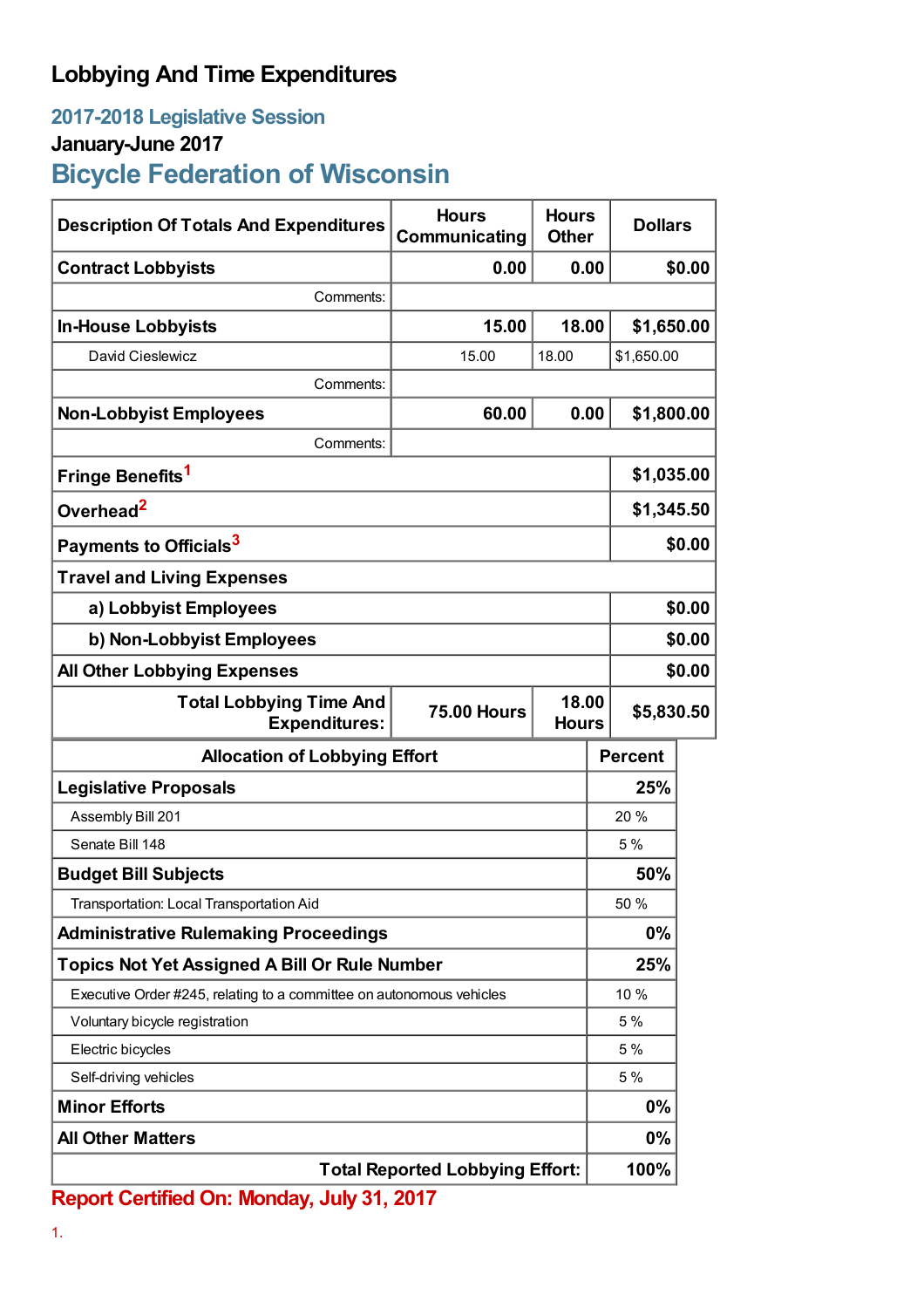# Lobbying And Time Expenditures

## 2017-2018 Legislative Session

### January-June 2017

## Bicycle Federation of Wisconsin

| Description Of Totals And Expenditures | Hours Communicating | Hours Other | Dollars |
|---|---|---|---|
| **Contract Lobbyists** | **0.00** | **0.00** | **$0.00** |
| Comments: | | | |
| **In-House Lobbyists** | **15.00** | **18.00** | **$1,650.00** |
| David Cieslewicz | 15.00 | 18.00 | $1,650.00 |
| Comments: | | | |
| **Non-Lobbyist Employees** | **60.00** | **0.00** | **$1,800.00** |
| Comments: | | | |
| **Fringe Benefits**[1] | | | **$1,035.00** |
| **Overhead**[2] | | | **$1,345.50** |
| **Payments to Officials**[3] | | | **$0.00** |
| **Travel and Living Expenses** | | | |
| **a) Lobbyist Employees** | | | **$0.00** |
| **b) Non-Lobbyist Employees** | | | **$0.00** |
| **All Other Lobbying Expenses** | | | **$0.00** |
| **Total Lobbying Time And Expenditures:** | **75.00 Hours** | **18.00 Hours** | **$5,830.50** |

| Allocation of Lobbying Effort | Percent |
|---|---|
| **Legislative Proposals** | **25%** |
| Assembly Bill 201 | 20 % |
| Senate Bill 148 | 5 % |
| **Budget Bill Subjects** | **50%** |
| Transportation: Local Transportation Aid | 50 % |
| **Administrative Rulemaking Proceedings** | **0%** |
| **Topics Not Yet Assigned A Bill Or Rule Number** | **25%** |
| Executive Order #245, relating to a committee on autonomous vehicles | 10 % |
| Voluntary bicycle registration | 5 % |
| Electric bicycles | 5 % |
| Self-driving vehicles | 5 % |
| **Minor Efforts** | **0%** |
| **All Other Matters** | **0%** |
| **Total Reported Lobbying Effort:** | **100%** |

**Report Certified On: Monday, July 31, 2017**

1.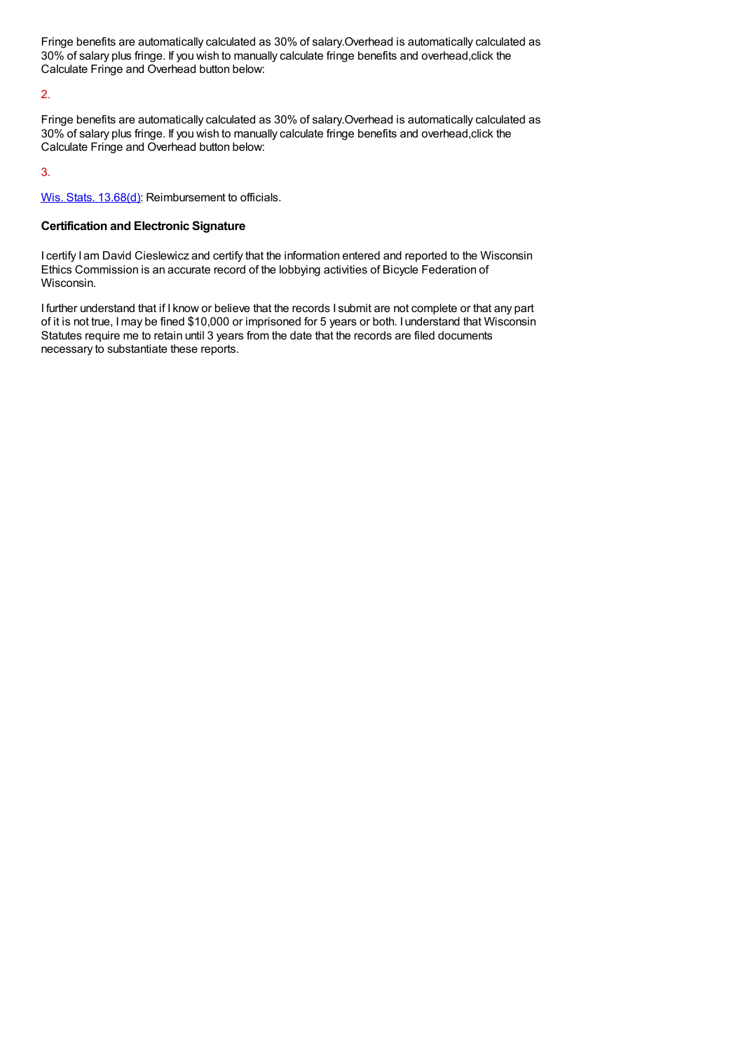Fringe benefits are automatically calculated as 30% of salary.Overhead is automatically calculated as 30% of salary plus fringe. If you wish to manually calculate fringe benefits and overhead,click the Calculate Fringe and Overhead button below:

2.

Fringe benefits are automatically calculated as 30% of salary.Overhead is automatically calculated as 30% of salary plus fringe. If you wish to manually calculate fringe benefits and overhead,click the Calculate Fringe and Overhead button below:

3.

Wis. Stats. 13.68(d): Reimbursement to officials.

**Certification and Electronic Signature**

I certify I am David Cieslewicz and certify that the information entered and reported to the Wisconsin Ethics Commission is an accurate record of the lobbying activities of Bicycle Federation of Wisconsin.

I further understand that if I know or believe that the records I submit are not complete or that any part of it is not true, I may be fined $10,000 or imprisoned for 5 years or both. I understand that Wisconsin Statutes require me to retain until 3 years from the date that the records are filed documents necessary to substantiate these reports.